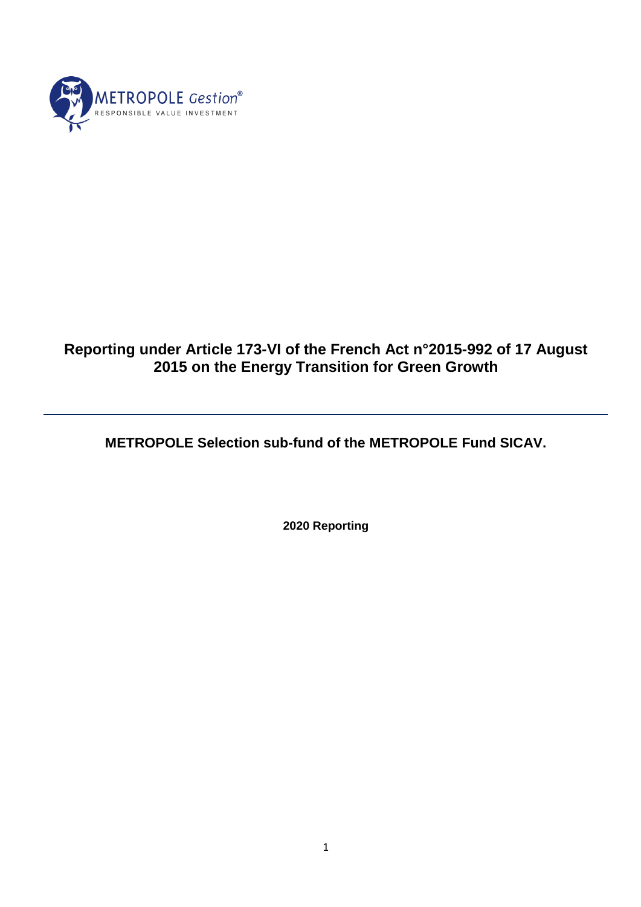METROPOLE Gestion®
RESPONSIBLE VALUE INVESTMENT

# Reporting under Article 173-VI of the French Act n°2015-992 of 17 August 2015 on the Energy Transition for Green Growth

---

## METROPOLE Selection sub-fund of the METROPOLE Fund SICAV.

**2020 Reporting**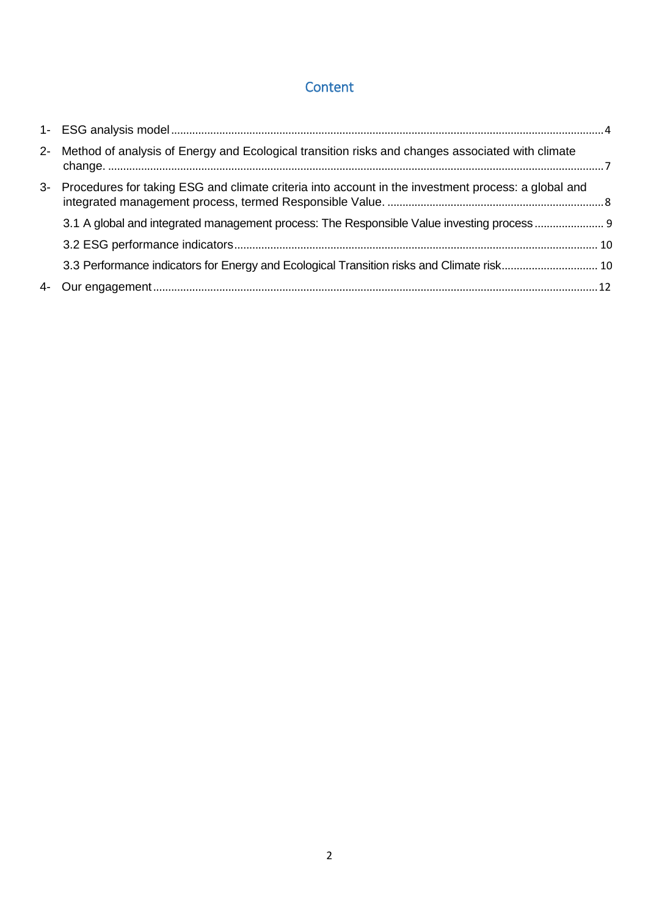# Content

1- ESG analysis model ........ 4

2- Method of analysis of Energy and Ecological transition risks and changes associated with climate change. ........ 7

3- Procedures for taking ESG and climate criteria into account in the investment process: a global and integrated management process, termed Responsible Value. ........ 8

  3.1 A global and integrated management process: The Responsible Value investing process ........ 9

  3.2 ESG performance indicators ........ 10

  3.3 Performance indicators for Energy and Ecological Transition risks and Climate risk ........ 10

4- Our engagement ........ 12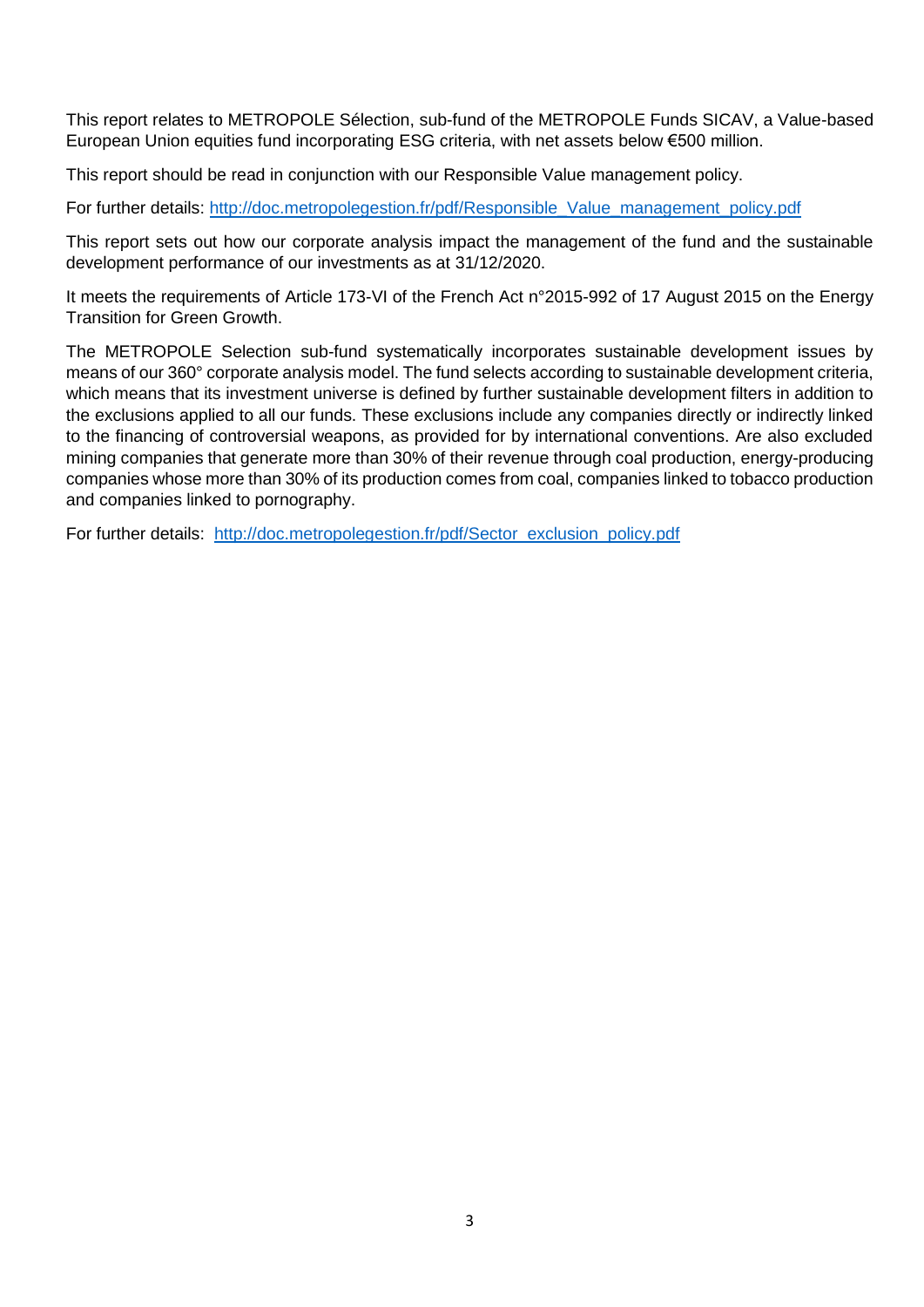This report relates to METROPOLE Sélection, sub-fund of the METROPOLE Funds SICAV, a Value-based European Union equities fund incorporating ESG criteria, with net assets below €500 million.

This report should be read in conjunction with our Responsible Value management policy.

For further details: [http://doc.metropolegestion.fr/pdf/Responsible_Value_management_policy.pdf](http://doc.metropolegestion.fr/pdf/Responsible_Value_management_policy.pdf)

This report sets out how our corporate analysis impact the management of the fund and the sustainable development performance of our investments as at 31/12/2020.

It meets the requirements of Article 173-VI of the French Act n°2015-992 of 17 August 2015 on the Energy Transition for Green Growth.

The METROPOLE Selection sub-fund systematically incorporates sustainable development issues by means of our 360° corporate analysis model. The fund selects according to sustainable development criteria, which means that its investment universe is defined by further sustainable development filters in addition to the exclusions applied to all our funds. These exclusions include any companies directly or indirectly linked to the financing of controversial weapons, as provided for by international conventions. Are also excluded mining companies that generate more than 30% of their revenue through coal production, energy-producing companies whose more than 30% of its production comes from coal, companies linked to tobacco production and companies linked to pornography.

For further details: [http://doc.metropolegestion.fr/pdf/Sector_exclusion_policy.pdf](http://doc.metropolegestion.fr/pdf/Sector_exclusion_policy.pdf)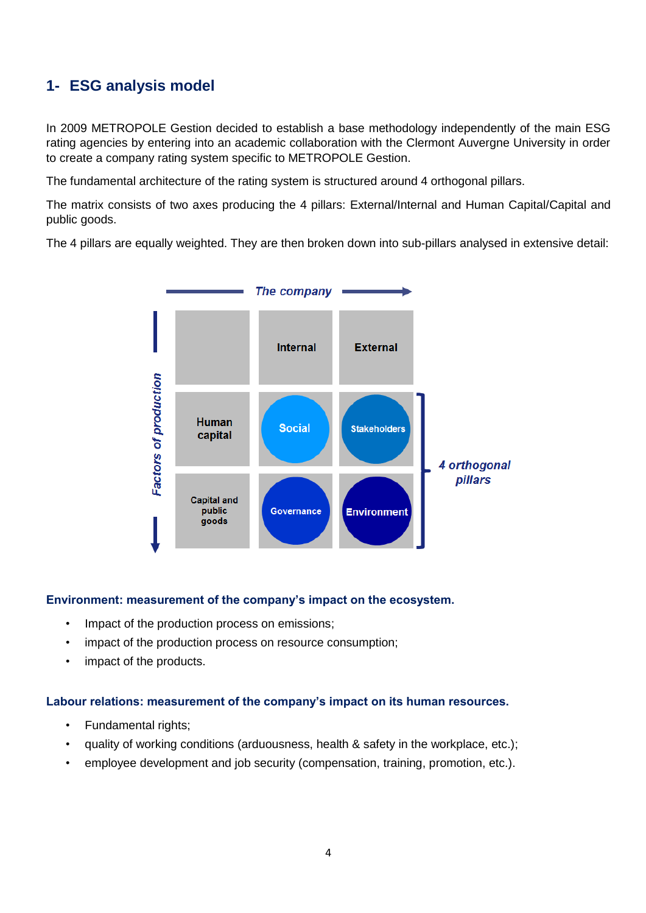## 1- ESG analysis model

In 2009 METROPOLE Gestion decided to establish a base methodology independently of the main ESG rating agencies by entering into an academic collaboration with the Clermont Auvergne University in order to create a company rating system specific to METROPOLE Gestion.

The fundamental architecture of the rating system is structured around 4 orthogonal pillars.

The matrix consists of two axes producing the 4 pillars: External/Internal and Human Capital/Capital and public goods.

The 4 pillars are equally weighted. They are then broken down into sub-pillars analysed in extensive detail:

*The company* →

*Factors of production* ↓

| | Internal | External |
|---|---|---|
| Human capital | Social | Stakeholders |
| Capital and public goods | Governance | Environment |

*4 orthogonal pillars*

**Environment: measurement of the company's impact on the ecosystem.**

- Impact of the production process on emissions;
- impact of the production process on resource consumption;
- impact of the products.

**Labour relations: measurement of the company's impact on its human resources.**

- Fundamental rights;
- quality of working conditions (arduousness, health & safety in the workplace, etc.);
- employee development and job security (compensation, training, promotion, etc.).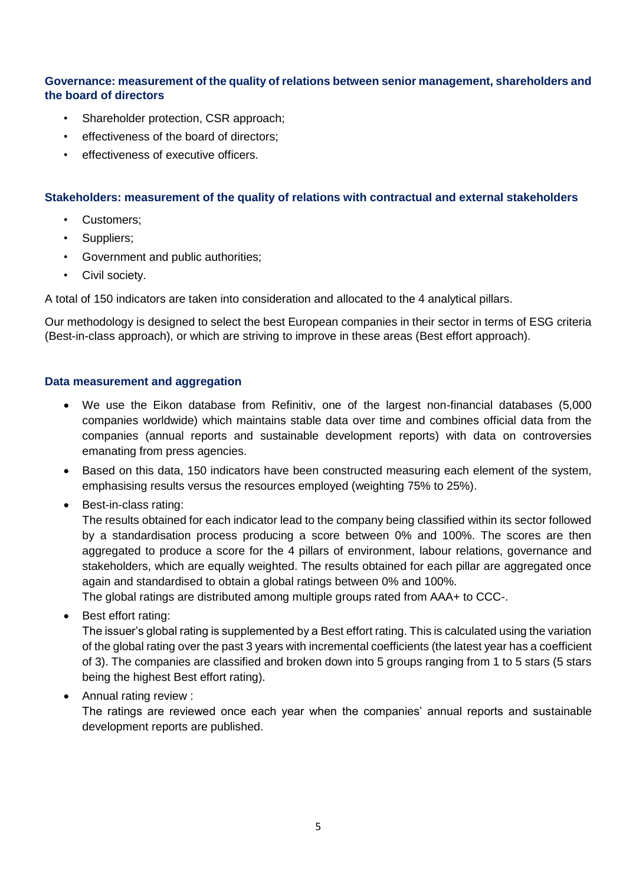**Governance: measurement of the quality of relations between senior management, shareholders and the board of directors**

- Shareholder protection, CSR approach;
- effectiveness of the board of directors;
- effectiveness of executive officers.

**Stakeholders: measurement of the quality of relations with contractual and external stakeholders**

- Customers;
- Suppliers;
- Government and public authorities;
- Civil society.

A total of 150 indicators are taken into consideration and allocated to the 4 analytical pillars.

Our methodology is designed to select the best European companies in their sector in terms of ESG criteria (Best-in-class approach), or which are striving to improve in these areas (Best effort approach).

**Data measurement and aggregation**

- We use the Eikon database from Refinitiv, one of the largest non-financial databases (5,000 companies worldwide) which maintains stable data over time and combines official data from the companies (annual reports and sustainable development reports) with data on controversies emanating from press agencies.
- Based on this data, 150 indicators have been constructed measuring each element of the system, emphasising results versus the resources employed (weighting 75% to 25%).
- Best-in-class rating:
  The results obtained for each indicator lead to the company being classified within its sector followed by a standardisation process producing a score between 0% and 100%. The scores are then aggregated to produce a score for the 4 pillars of environment, labour relations, governance and stakeholders, which are equally weighted. The results obtained for each pillar are aggregated once again and standardised to obtain a global ratings between 0% and 100%.
  The global ratings are distributed among multiple groups rated from AAA+ to CCC-.
- Best effort rating:
  The issuer's global rating is supplemented by a Best effort rating. This is calculated using the variation of the global rating over the past 3 years with incremental coefficients (the latest year has a coefficient of 3). The companies are classified and broken down into 5 groups ranging from 1 to 5 stars (5 stars being the highest Best effort rating).
- Annual rating review :
  The ratings are reviewed once each year when the companies' annual reports and sustainable development reports are published.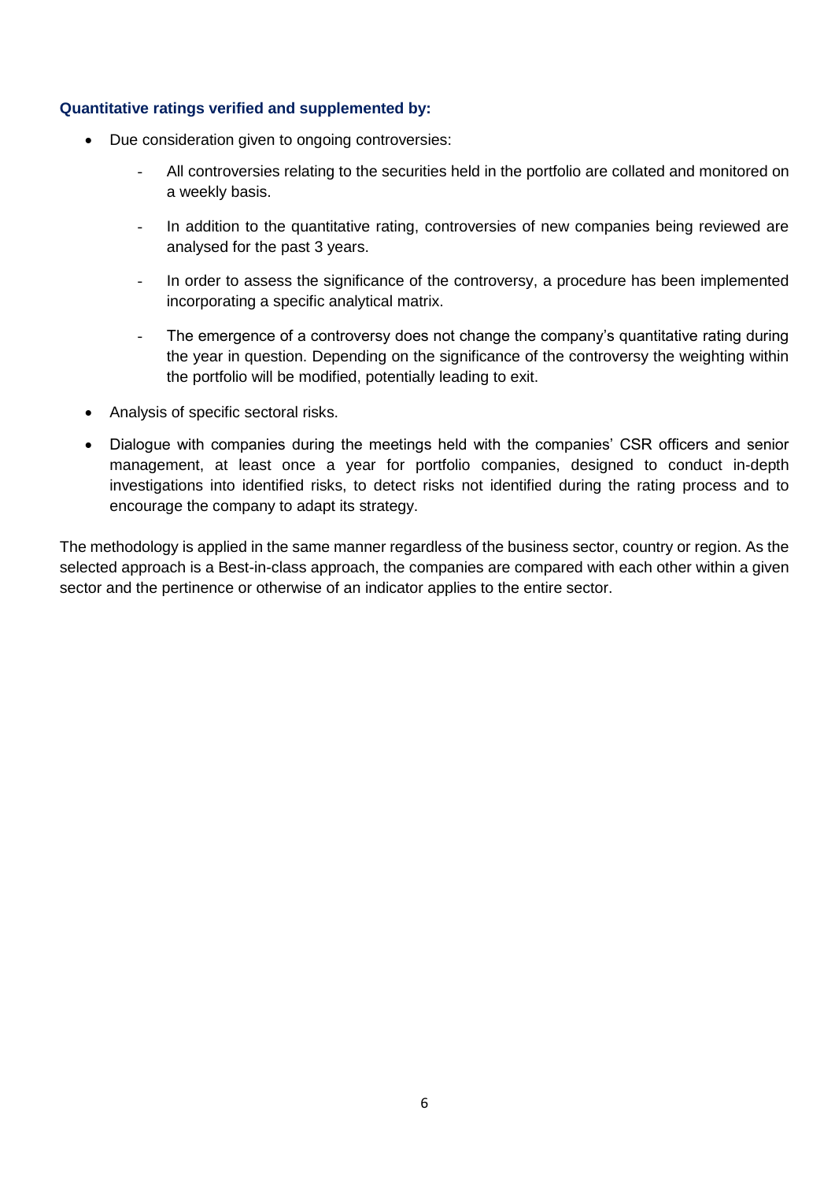**Quantitative ratings verified and supplemented by:**

- Due consideration given to ongoing controversies:
    - All controversies relating to the securities held in the portfolio are collated and monitored on a weekly basis.
    - In addition to the quantitative rating, controversies of new companies being reviewed are analysed for the past 3 years.
    - In order to assess the significance of the controversy, a procedure has been implemented incorporating a specific analytical matrix.
    - The emergence of a controversy does not change the company's quantitative rating during the year in question. Depending on the significance of the controversy the weighting within the portfolio will be modified, potentially leading to exit.
- Analysis of specific sectoral risks.
- Dialogue with companies during the meetings held with the companies' CSR officers and senior management, at least once a year for portfolio companies, designed to conduct in-depth investigations into identified risks, to detect risks not identified during the rating process and to encourage the company to adapt its strategy.

The methodology is applied in the same manner regardless of the business sector, country or region. As the selected approach is a Best-in-class approach, the companies are compared with each other within a given sector and the pertinence or otherwise of an indicator applies to the entire sector.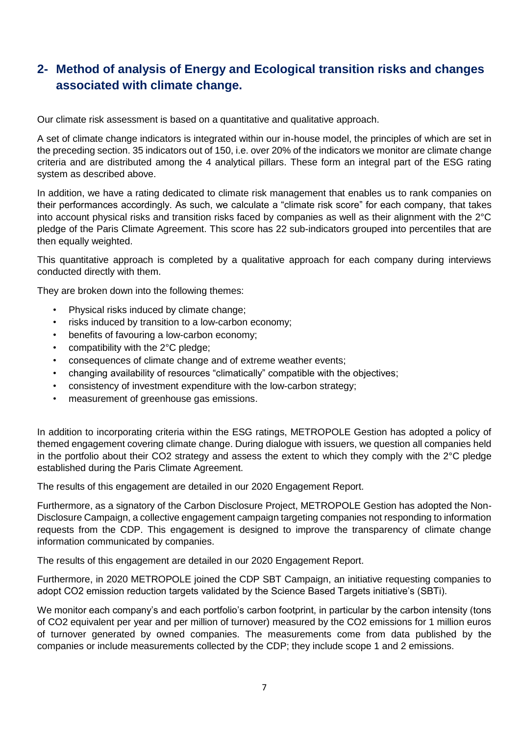## 2- Method of analysis of Energy and Ecological transition risks and changes associated with climate change.

Our climate risk assessment is based on a quantitative and qualitative approach.

A set of climate change indicators is integrated within our in-house model, the principles of which are set in the preceding section. 35 indicators out of 150, i.e. over 20% of the indicators we monitor are climate change criteria and are distributed among the 4 analytical pillars. These form an integral part of the ESG rating system as described above.

In addition, we have a rating dedicated to climate risk management that enables us to rank companies on their performances accordingly. As such, we calculate a "climate risk score" for each company, that takes into account physical risks and transition risks faced by companies as well as their alignment with the 2°C pledge of the Paris Climate Agreement. This score has 22 sub-indicators grouped into percentiles that are then equally weighted.

This quantitative approach is completed by a qualitative approach for each company during interviews conducted directly with them.

They are broken down into the following themes:

- Physical risks induced by climate change;
- risks induced by transition to a low-carbon economy;
- benefits of favouring a low-carbon economy;
- compatibility with the 2°C pledge;
- consequences of climate change and of extreme weather events;
- changing availability of resources "climatically" compatible with the objectives;
- consistency of investment expenditure with the low-carbon strategy;
- measurement of greenhouse gas emissions.

In addition to incorporating criteria within the ESG ratings, METROPOLE Gestion has adopted a policy of themed engagement covering climate change. During dialogue with issuers, we question all companies held in the portfolio about their $CO_2$ strategy and assess the extent to which they comply with the 2°C pledge established during the Paris Climate Agreement.

The results of this engagement are detailed in our 2020 Engagement Report.

Furthermore, as a signatory of the Carbon Disclosure Project, METROPOLE Gestion has adopted the Non-Disclosure Campaign, a collective engagement campaign targeting companies not responding to information requests from the CDP. This engagement is designed to improve the transparency of climate change information communicated by companies.

The results of this engagement are detailed in our 2020 Engagement Report.

Furthermore, in 2020 METROPOLE joined the CDP SBT Campaign, an initiative requesting companies to adopt $CO_2$ emission reduction targets validated by the Science Based Targets initiative's (SBTi).

We monitor each company's and each portfolio's carbon footprint, in particular by the carbon intensity (tons of $CO_2$ equivalent per year and per million of turnover) measured by the $CO_2$ emissions for 1 million euros of turnover generated by owned companies. The measurements come from data published by the companies or include measurements collected by the CDP; they include scope 1 and 2 emissions.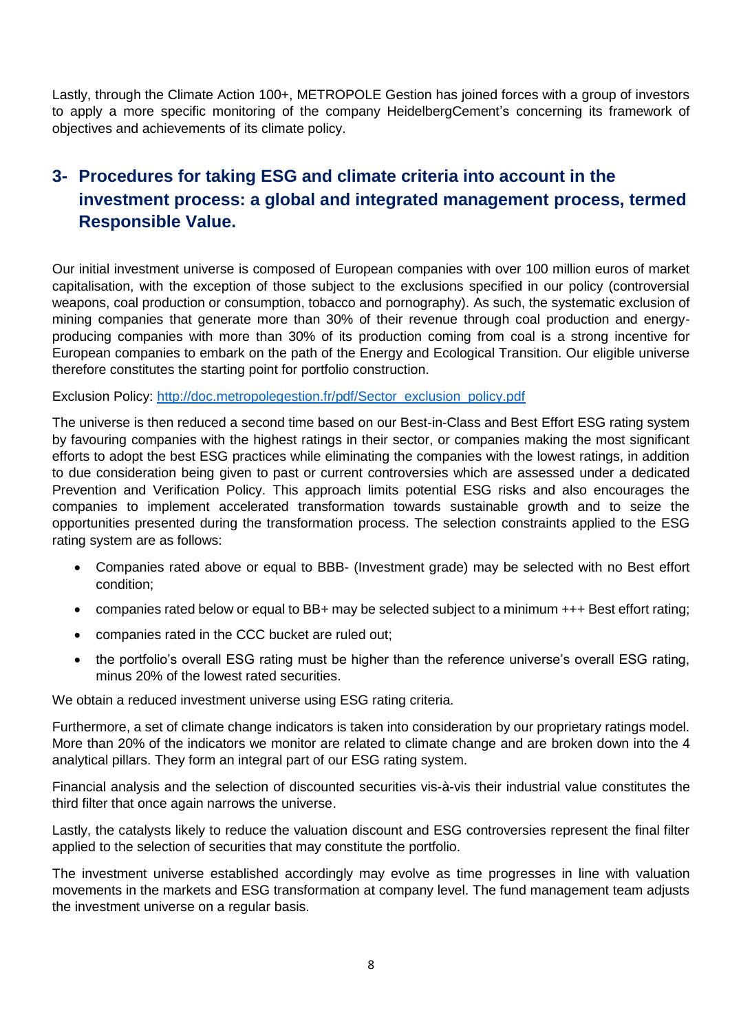Lastly, through the Climate Action 100+, METROPOLE Gestion has joined forces with a group of investors to apply a more specific monitoring of the company HeidelbergCement's concerning its framework of objectives and achievements of its climate policy.

## 3- Procedures for taking ESG and climate criteria into account in the investment process: a global and integrated management process, termed Responsible Value.

Our initial investment universe is composed of European companies with over 100 million euros of market capitalisation, with the exception of those subject to the exclusions specified in our policy (controversial weapons, coal production or consumption, tobacco and pornography). As such, the systematic exclusion of mining companies that generate more than 30% of their revenue through coal production and energy-producing companies with more than 30% of its production coming from coal is a strong incentive for European companies to embark on the path of the Energy and Ecological Transition. Our eligible universe therefore constitutes the starting point for portfolio construction.

Exclusion Policy: [http://doc.metropolegestion.fr/pdf/Sector_exclusion_policy.pdf](http://doc.metropolegestion.fr/pdf/Sector_exclusion_policy.pdf)

The universe is then reduced a second time based on our Best-in-Class and Best Effort ESG rating system by favouring companies with the highest ratings in their sector, or companies making the most significant efforts to adopt the best ESG practices while eliminating the companies with the lowest ratings, in addition to due consideration being given to past or current controversies which are assessed under a dedicated Prevention and Verification Policy. This approach limits potential ESG risks and also encourages the companies to implement accelerated transformation towards sustainable growth and to seize the opportunities presented during the transformation process. The selection constraints applied to the ESG rating system are as follows:

- Companies rated above or equal to BBB- (Investment grade) may be selected with no Best effort condition;
- companies rated below or equal to BB+ may be selected subject to a minimum +++ Best effort rating;
- companies rated in the CCC bucket are ruled out;
- the portfolio's overall ESG rating must be higher than the reference universe's overall ESG rating, minus 20% of the lowest rated securities.

We obtain a reduced investment universe using ESG rating criteria.

Furthermore, a set of climate change indicators is taken into consideration by our proprietary ratings model. More than 20% of the indicators we monitor are related to climate change and are broken down into the 4 analytical pillars. They form an integral part of our ESG rating system.

Financial analysis and the selection of discounted securities vis-à-vis their industrial value constitutes the third filter that once again narrows the universe.

Lastly, the catalysts likely to reduce the valuation discount and ESG controversies represent the final filter applied to the selection of securities that may constitute the portfolio.

The investment universe established accordingly may evolve as time progresses in line with valuation movements in the markets and ESG transformation at company level. The fund management team adjusts the investment universe on a regular basis.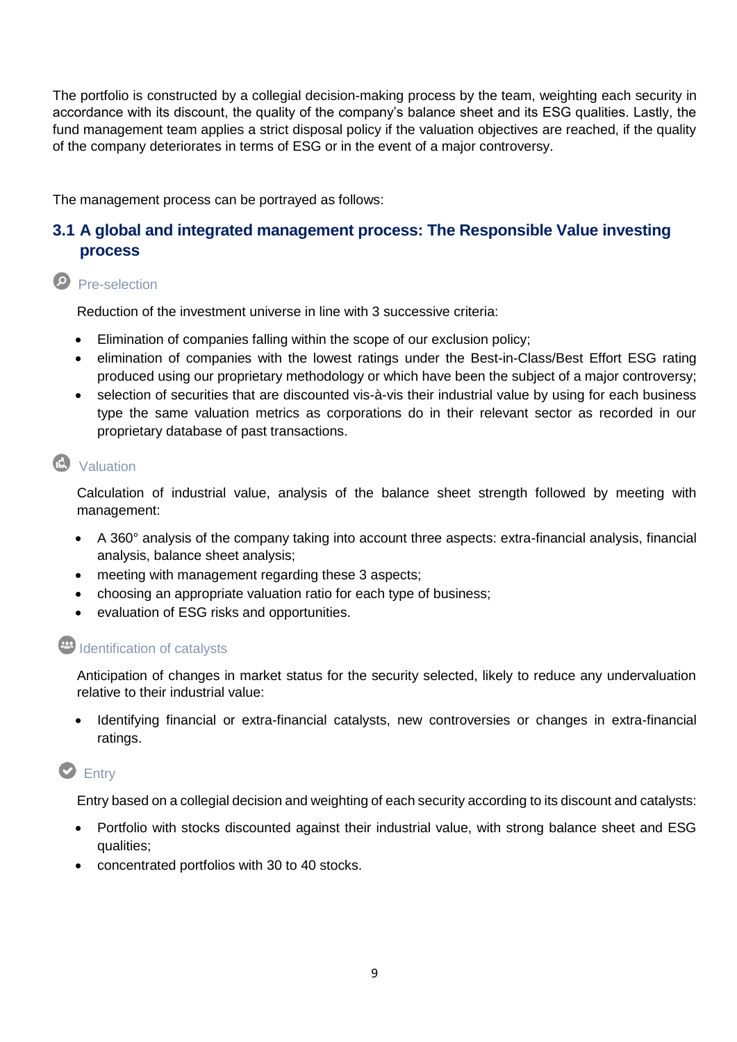The portfolio is constructed by a collegial decision-making process by the team, weighting each security in accordance with its discount, the quality of the company's balance sheet and its ESG qualities. Lastly, the fund management team applies a strict disposal policy if the valuation objectives are reached, if the quality of the company deteriorates in terms of ESG or in the event of a major controversy.

The management process can be portrayed as follows:

## 3.1 A global and integrated management process: The Responsible Value investing process

### Pre-selection

Reduction of the investment universe in line with 3 successive criteria:

- Elimination of companies falling within the scope of our exclusion policy;
- elimination of companies with the lowest ratings under the Best-in-Class/Best Effort ESG rating produced using our proprietary methodology or which have been the subject of a major controversy;
- selection of securities that are discounted vis-à-vis their industrial value by using for each business type the same valuation metrics as corporations do in their relevant sector as recorded in our proprietary database of past transactions.

### Valuation

Calculation of industrial value, analysis of the balance sheet strength followed by meeting with management:

- A 360° analysis of the company taking into account three aspects: extra-financial analysis, financial analysis, balance sheet analysis;
- meeting with management regarding these 3 aspects;
- choosing an appropriate valuation ratio for each type of business;
- evaluation of ESG risks and opportunities.

### Identification of catalysts

Anticipation of changes in market status for the security selected, likely to reduce any undervaluation relative to their industrial value:

- Identifying financial or extra-financial catalysts, new controversies or changes in extra-financial ratings.

### Entry

Entry based on a collegial decision and weighting of each security according to its discount and catalysts:

- Portfolio with stocks discounted against their industrial value, with strong balance sheet and ESG qualities;
- concentrated portfolios with 30 to 40 stocks.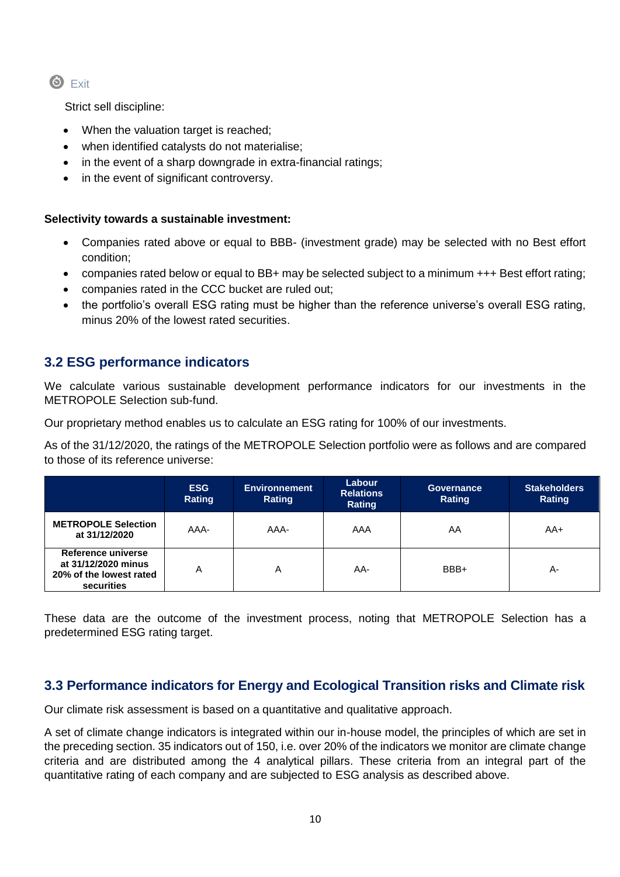Exit

Strict sell discipline:

- When the valuation target is reached;
- when identified catalysts do not materialise;
- in the event of a sharp downgrade in extra-financial ratings;
- in the event of significant controversy.

**Selectivity towards a sustainable investment:**

- Companies rated above or equal to BBB- (investment grade) may be selected with no Best effort condition;
- companies rated below or equal to BB+ may be selected subject to a minimum +++ Best effort rating;
- companies rated in the CCC bucket are ruled out;
- the portfolio's overall ESG rating must be higher than the reference universe's overall ESG rating, minus 20% of the lowest rated securities.

## 3.2 ESG performance indicators

We calculate various sustainable development performance indicators for our investments in the METROPOLE Selection sub-fund.

Our proprietary method enables us to calculate an ESG rating for 100% of our investments.

As of the 31/12/2020, the ratings of the METROPOLE Selection portfolio were as follows and are compared to those of its reference universe:

| | ESG Rating | Environnement Rating | Labour Relations Rating | Governance Rating | Stakeholders Rating |
|---|---|---|---|---|---|
| **METROPOLE Selection at 31/12/2020** | AAA- | AAA- | AAA | AA | AA+ |
| **Reference universe at 31/12/2020 minus 20% of the lowest rated securities** | A | A | AA- | BBB+ | A- |

These data are the outcome of the investment process, noting that METROPOLE Selection has a predetermined ESG rating target.

## 3.3 Performance indicators for Energy and Ecological Transition risks and Climate risk

Our climate risk assessment is based on a quantitative and qualitative approach.

A set of climate change indicators is integrated within our in-house model, the principles of which are set in the preceding section. 35 indicators out of 150, i.e. over 20% of the indicators we monitor are climate change criteria and are distributed among the 4 analytical pillars. These criteria from an integral part of the quantitative rating of each company and are subjected to ESG analysis as described above.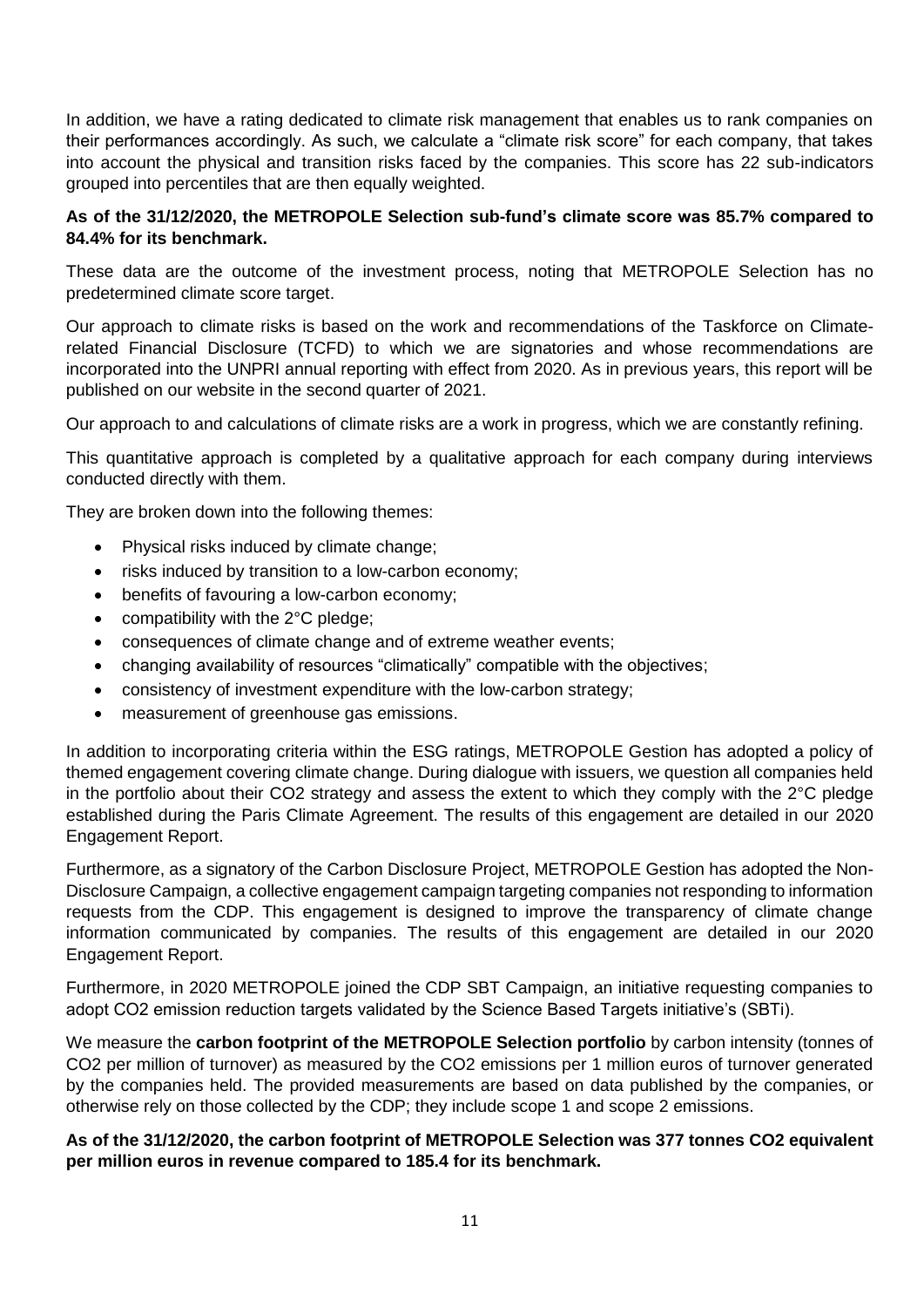In addition, we have a rating dedicated to climate risk management that enables us to rank companies on their performances accordingly. As such, we calculate a "climate risk score" for each company, that takes into account the physical and transition risks faced by the companies. This score has 22 sub-indicators grouped into percentiles that are then equally weighted.

**As of the 31/12/2020, the METROPOLE Selection sub-fund's climate score was 85.7% compared to 84.4% for its benchmark.**

These data are the outcome of the investment process, noting that METROPOLE Selection has no predetermined climate score target.

Our approach to climate risks is based on the work and recommendations of the Taskforce on Climate-related Financial Disclosure (TCFD) to which we are signatories and whose recommendations are incorporated into the UNPRI annual reporting with effect from 2020. As in previous years, this report will be published on our website in the second quarter of 2021.

Our approach to and calculations of climate risks are a work in progress, which we are constantly refining.

This quantitative approach is completed by a qualitative approach for each company during interviews conducted directly with them.

They are broken down into the following themes:

- Physical risks induced by climate change;
- risks induced by transition to a low-carbon economy;
- benefits of favouring a low-carbon economy;
- compatibility with the 2°C pledge;
- consequences of climate change and of extreme weather events;
- changing availability of resources "climatically" compatible with the objectives;
- consistency of investment expenditure with the low-carbon strategy;
- measurement of greenhouse gas emissions.

In addition to incorporating criteria within the ESG ratings, METROPOLE Gestion has adopted a policy of themed engagement covering climate change. During dialogue with issuers, we question all companies held in the portfolio about their $CO_2$ strategy and assess the extent to which they comply with the 2°C pledge established during the Paris Climate Agreement. The results of this engagement are detailed in our 2020 Engagement Report.

Furthermore, as a signatory of the Carbon Disclosure Project, METROPOLE Gestion has adopted the Non-Disclosure Campaign, a collective engagement campaign targeting companies not responding to information requests from the CDP. This engagement is designed to improve the transparency of climate change information communicated by companies. The results of this engagement are detailed in our 2020 Engagement Report.

Furthermore, in 2020 METROPOLE joined the CDP SBT Campaign, an initiative requesting companies to adopt $CO_2$ emission reduction targets validated by the Science Based Targets initiative's (SBTi).

We measure the **carbon footprint of the METROPOLE Selection portfolio** by carbon intensity (tonnes of $CO_2$ per million of turnover) as measured by the $CO_2$ emissions per 1 million euros of turnover generated by the companies held. The provided measurements are based on data published by the companies, or otherwise rely on those collected by the CDP; they include scope 1 and scope 2 emissions.

**As of the 31/12/2020, the carbon footprint of METROPOLE Selection was 377 tonnes $CO_2$ equivalent per million euros in revenue compared to 185.4 for its benchmark.**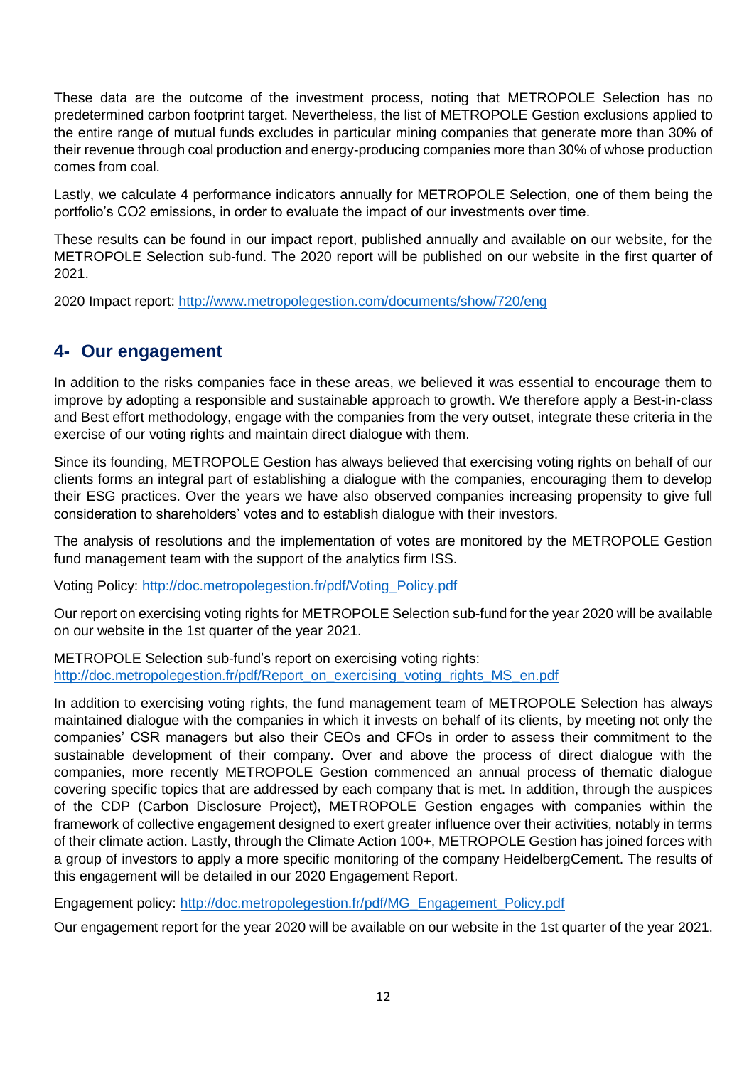These data are the outcome of the investment process, noting that METROPOLE Selection has no predetermined carbon footprint target. Nevertheless, the list of METROPOLE Gestion exclusions applied to the entire range of mutual funds excludes in particular mining companies that generate more than 30% of their revenue through coal production and energy-producing companies more than 30% of whose production comes from coal.

Lastly, we calculate 4 performance indicators annually for METROPOLE Selection, one of them being the portfolio's CO2 emissions, in order to evaluate the impact of our investments over time.

These results can be found in our impact report, published annually and available on our website, for the METROPOLE Selection sub-fund. The 2020 report will be published on our website in the first quarter of 2021.

2020 Impact report: http://www.metropolegestion.com/documents/show/720/eng

## 4- Our engagement

In addition to the risks companies face in these areas, we believed it was essential to encourage them to improve by adopting a responsible and sustainable approach to growth. We therefore apply a Best-in-class and Best effort methodology, engage with the companies from the very outset, integrate these criteria in the exercise of our voting rights and maintain direct dialogue with them.

Since its founding, METROPOLE Gestion has always believed that exercising voting rights on behalf of our clients forms an integral part of establishing a dialogue with the companies, encouraging them to develop their ESG practices. Over the years we have also observed companies increasing propensity to give full consideration to shareholders' votes and to establish dialogue with their investors.

The analysis of resolutions and the implementation of votes are monitored by the METROPOLE Gestion fund management team with the support of the analytics firm ISS.

Voting Policy: http://doc.metropolegestion.fr/pdf/Voting_Policy.pdf

Our report on exercising voting rights for METROPOLE Selection sub-fund for the year 2020 will be available on our website in the 1st quarter of the year 2021.

METROPOLE Selection sub-fund's report on exercising voting rights:
http://doc.metropolegestion.fr/pdf/Report_on_exercising_voting_rights_MS_en.pdf

In addition to exercising voting rights, the fund management team of METROPOLE Selection has always maintained dialogue with the companies in which it invests on behalf of its clients, by meeting not only the companies' CSR managers but also their CEOs and CFOs in order to assess their commitment to the sustainable development of their company. Over and above the process of direct dialogue with the companies, more recently METROPOLE Gestion commenced an annual process of thematic dialogue covering specific topics that are addressed by each company that is met. In addition, through the auspices of the CDP (Carbon Disclosure Project), METROPOLE Gestion engages with companies within the framework of collective engagement designed to exert greater influence over their activities, notably in terms of their climate action. Lastly, through the Climate Action 100+, METROPOLE Gestion has joined forces with a group of investors to apply a more specific monitoring of the company HeidelbergCement. The results of this engagement will be detailed in our 2020 Engagement Report.

Engagement policy: http://doc.metropolegestion.fr/pdf/MG_Engagement_Policy.pdf

Our engagement report for the year 2020 will be available on our website in the 1st quarter of the year 2021.